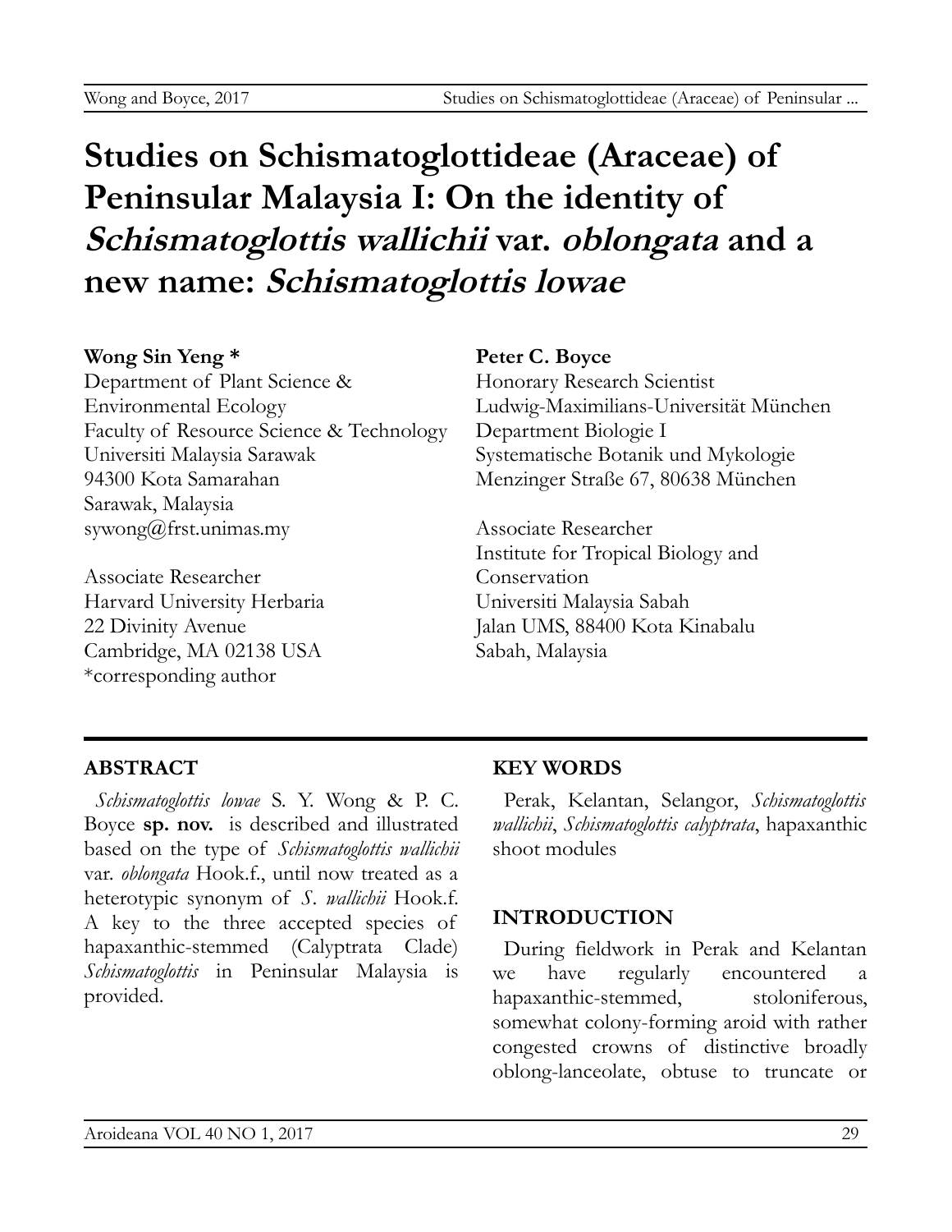# Studies on Schismatoglottideae (Araceae) of Peninsular Malaysia I: On the identity of *Schismatoglottis wallichii* var. *oblongata* and a new name: *Schismatoglottis lowae*

**Wong Sin Yeng \***
Department of Plant Science & Environmental Ecology
Faculty of Resource Science & Technology
Universiti Malaysia Sarawak
94300 Kota Samarahan
Sarawak, Malaysia
sywong@frst.unimas.my

Associate Researcher
Harvard University Herbaria
22 Divinity Avenue
Cambridge, MA 02138 USA
\*corresponding author

**Peter C. Boyce**
Honorary Research Scientist
Ludwig-Maximilians-Universität München
Department Biologie I
Systematische Botanik und Mykologie
Menzinger Straße 67, 80638 München

Associate Researcher
Institute for Tropical Biology and Conservation
Universiti Malaysia Sabah
Jalan UMS, 88400 Kota Kinabalu
Sabah, Malaysia

## ABSTRACT

*Schismatoglottis lowae* S. Y. Wong & P. C. Boyce **sp. nov.** is described and illustrated based on the type of *Schismatoglottis wallichii* var. *oblongata* Hook.f., until now treated as a heterotypic synonym of *S. wallichii* Hook.f. A key to the three accepted species of hapaxanthic-stemmed (Calyptrata Clade) *Schismatoglottis* in Peninsular Malaysia is provided.

## KEY WORDS

Perak, Kelantan, Selangor, *Schismatoglottis wallichii*, *Schismatoglottis calyptrata*, hapaxanthic shoot modules

## INTRODUCTION

During fieldwork in Perak and Kelantan we have regularly encountered a hapaxanthic-stemmed, stoloniferous, somewhat colony-forming aroid with rather congested crowns of distinctive broadly oblong-lanceolate, obtuse to truncate or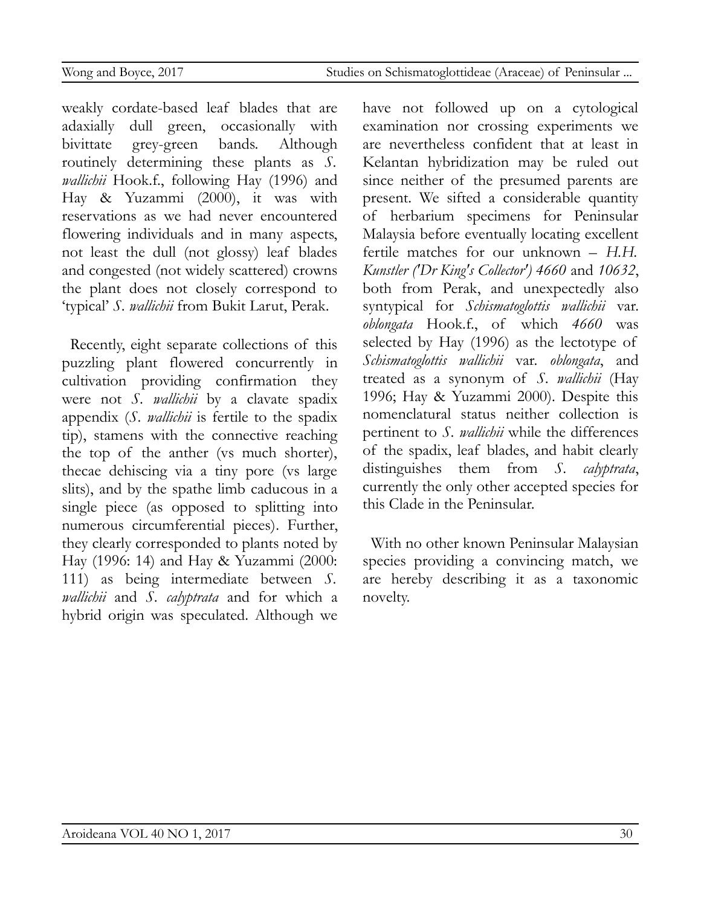weakly cordate-based leaf blades that are adaxially dull green, occasionally with bivittate grey-green bands. Although routinely determining these plants as *S. wallichii* Hook.f., following Hay (1996) and Hay & Yuzammi (2000), it was with reservations as we had never encountered flowering individuals and in many aspects, not least the dull (not glossy) leaf blades and congested (not widely scattered) crowns the plant does not closely correspond to 'typical' *S. wallichii* from Bukit Larut, Perak.

Recently, eight separate collections of this puzzling plant flowered concurrently in cultivation providing confirmation they were not *S. wallichii* by a clavate spadix appendix (*S. wallichii* is fertile to the spadix tip), stamens with the connective reaching the top of the anther (vs much shorter), thecae dehiscing via a tiny pore (vs large slits), and by the spathe limb caducous in a single piece (as opposed to splitting into numerous circumferential pieces). Further, they clearly corresponded to plants noted by Hay (1996: 14) and Hay & Yuzammi (2000: 111) as being intermediate between *S. wallichii* and *S. calyptrata* and for which a hybrid origin was speculated. Although we have not followed up on a cytological examination nor crossing experiments we are nevertheless confident that at least in Kelantan hybridization may be ruled out since neither of the presumed parents are present. We sifted a considerable quantity of herbarium specimens for Peninsular Malaysia before eventually locating excellent fertile matches for our unknown – *H.H. Kunstler ('Dr King's Collector') 4660* and *10632*, both from Perak, and unexpectedly also syntypical for *Schismatoglottis wallichii* var. *oblongata* Hook.f., of which *4660* was selected by Hay (1996) as the lectotype of *Schismatoglottis wallichii* var. *oblongata*, and treated as a synonym of *S. wallichii* (Hay 1996; Hay & Yuzammi 2000). Despite this nomenclatural status neither collection is pertinent to *S. wallichii* while the differences of the spadix, leaf blades, and habit clearly distinguishes them from *S. calyptrata*, currently the only other accepted species for this Clade in the Peninsular.

With no other known Peninsular Malaysian species providing a convincing match, we are hereby describing it as a taxonomic novelty.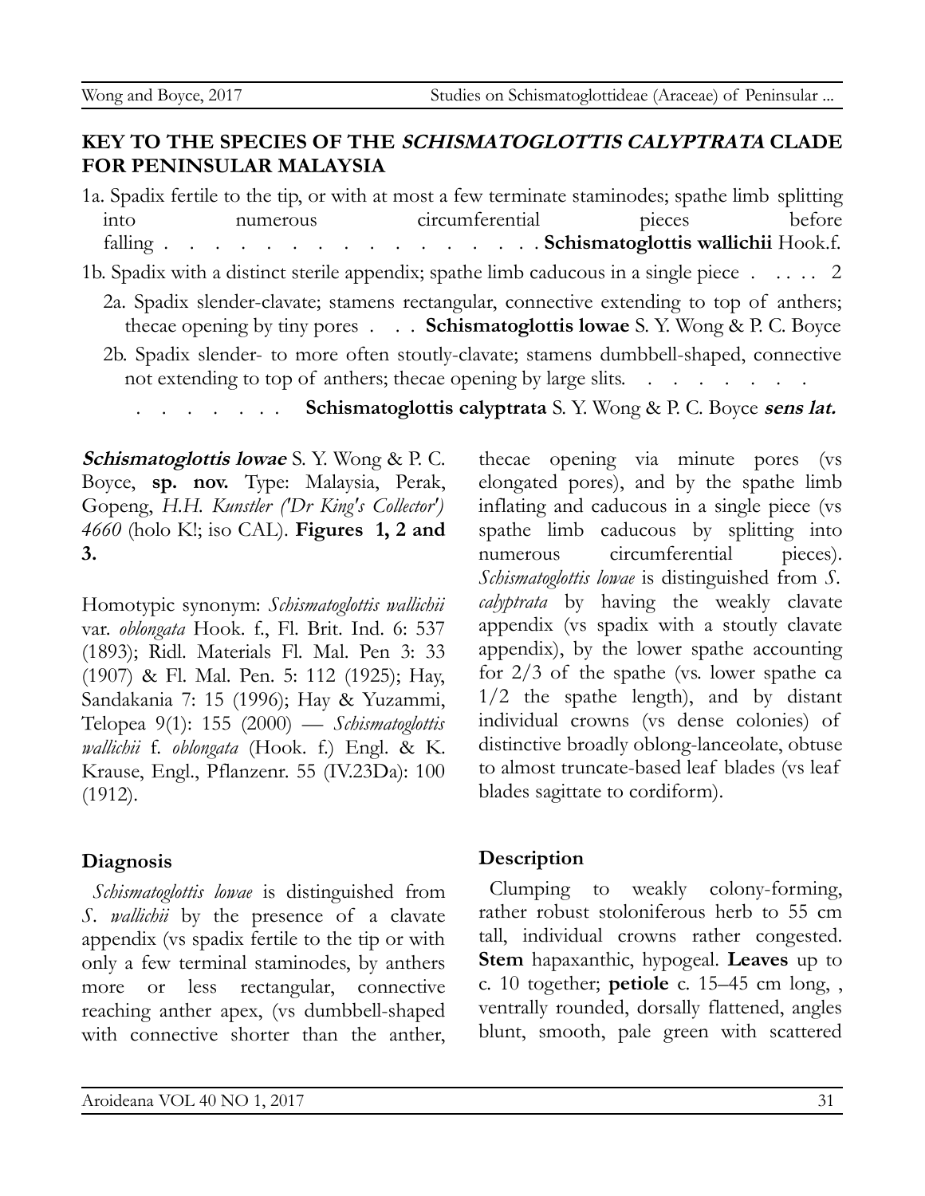## KEY TO THE SPECIES OF THE *SCHISMATOGLOTTIS CALYPTRATA* CLADE FOR PENINSULAR MALAYSIA

1a. Spadix fertile to the tip, or with at most a few terminate staminodes; spathe limb splitting into numerous circumferential pieces before falling . . . . . . . . . . . . . . . . . . **Schismatoglottis wallichii** Hook.f.

1b. Spadix with a distinct sterile appendix; spathe limb caducous in a single piece . . . . . 2

2a. Spadix slender-clavate; stamens rectangular, connective extending to top of anthers; thecae opening by tiny pores . . . **Schismatoglottis lowae** S. Y. Wong & P. C. Boyce

2b. Spadix slender- to more often stoutly-clavate; stamens dumbbell-shaped, connective not extending to top of anthers; thecae opening by large slits. . . . . . . . . . . . . . . . **Schismatoglottis calyptrata** S. Y. Wong & P. C. Boyce ***sens lat.***

***Schismatoglottis lowae*** S. Y. Wong & P. C. Boyce, **sp. nov.** Type: Malaysia, Perak, Gopeng, *H.H. Kunstler ('Dr King's Collector') 4660* (holo K!; iso CAL). **Figures 1, 2 and 3.**

Homotypic synonym: *Schismatoglottis wallichii* var. *oblongata* Hook. f., Fl. Brit. Ind. 6: 537 (1893); Ridl. Materials Fl. Mal. Pen 3: 33 (1907) & Fl. Mal. Pen. 5: 112 (1925); Hay, Sandakania 7: 15 (1996); Hay & Yuzammi, Telopea 9(1): 155 (2000) — *Schismatoglottis wallichii* f. *oblongata* (Hook. f.) Engl. & K. Krause, Engl., Pflanzenr. 55 (IV.23Da): 100 (1912).

### Diagnosis

*Schismatoglottis lowae* is distinguished from *S. wallichii* by the presence of a clavate appendix (vs spadix fertile to the tip or with only a few terminal staminodes, by anthers more or less rectangular, connective reaching anther apex, (vs dumbbell-shaped with connective shorter than the anther, thecae opening via minute pores (vs elongated pores), and by the spathe limb inflating and caducous in a single piece (vs spathe limb caducous by splitting into numerous circumferential pieces). *Schismatoglottis lowae* is distinguished from *S. calyptrata* by having the weakly clavate appendix (vs spadix with a stoutly clavate appendix), by the lower spathe accounting for 2/3 of the spathe (vs. lower spathe ca 1/2 the spathe length), and by distant individual crowns (vs dense colonies) of distinctive broadly oblong-lanceolate, obtuse to almost truncate-based leaf blades (vs leaf blades sagittate to cordiform).

### Description

Clumping to weakly colony-forming, rather robust stoloniferous herb to 55 cm tall, individual crowns rather congested. **Stem** hapaxanthic, hypogeal. **Leaves** up to c. 10 together; **petiole** c. 15–45 cm long, , ventrally rounded, dorsally flattened, angles blunt, smooth, pale green with scattered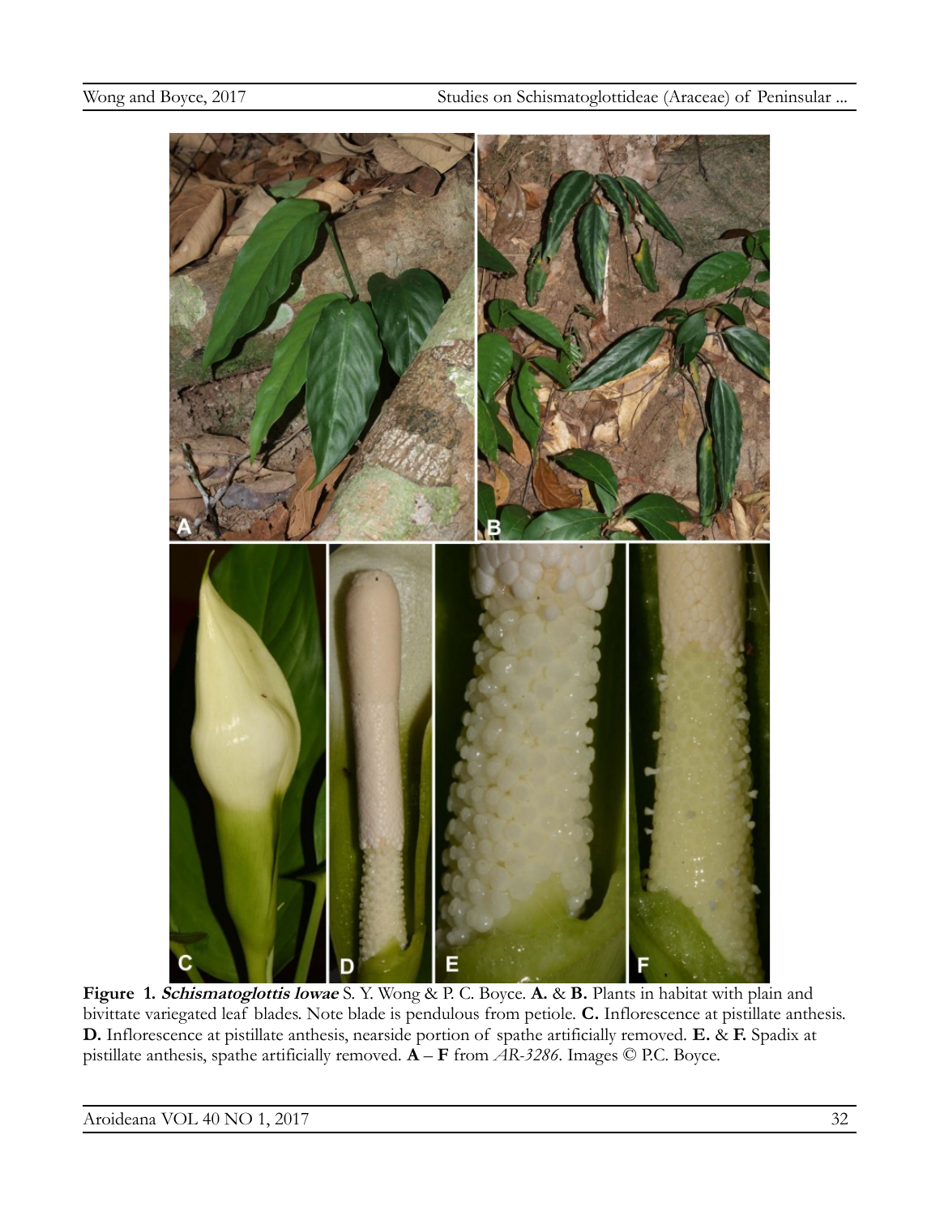**Figure 1.** ***Schismatoglottis lowae*** S. Y. Wong & P. C. Boyce. **A.** & **B.** Plants in habitat with plain and bivittate variegated leaf blades. Note blade is pendulous from petiole. **C.** Inflorescence at pistillate anthesis. **D.** Inflorescence at pistillate anthesis, nearside portion of spathe artificially removed. **E.** & **F.** Spadix at pistillate anthesis, spathe artificially removed. **A** – **F** from *AR-3286*. Images © P.C. Boyce.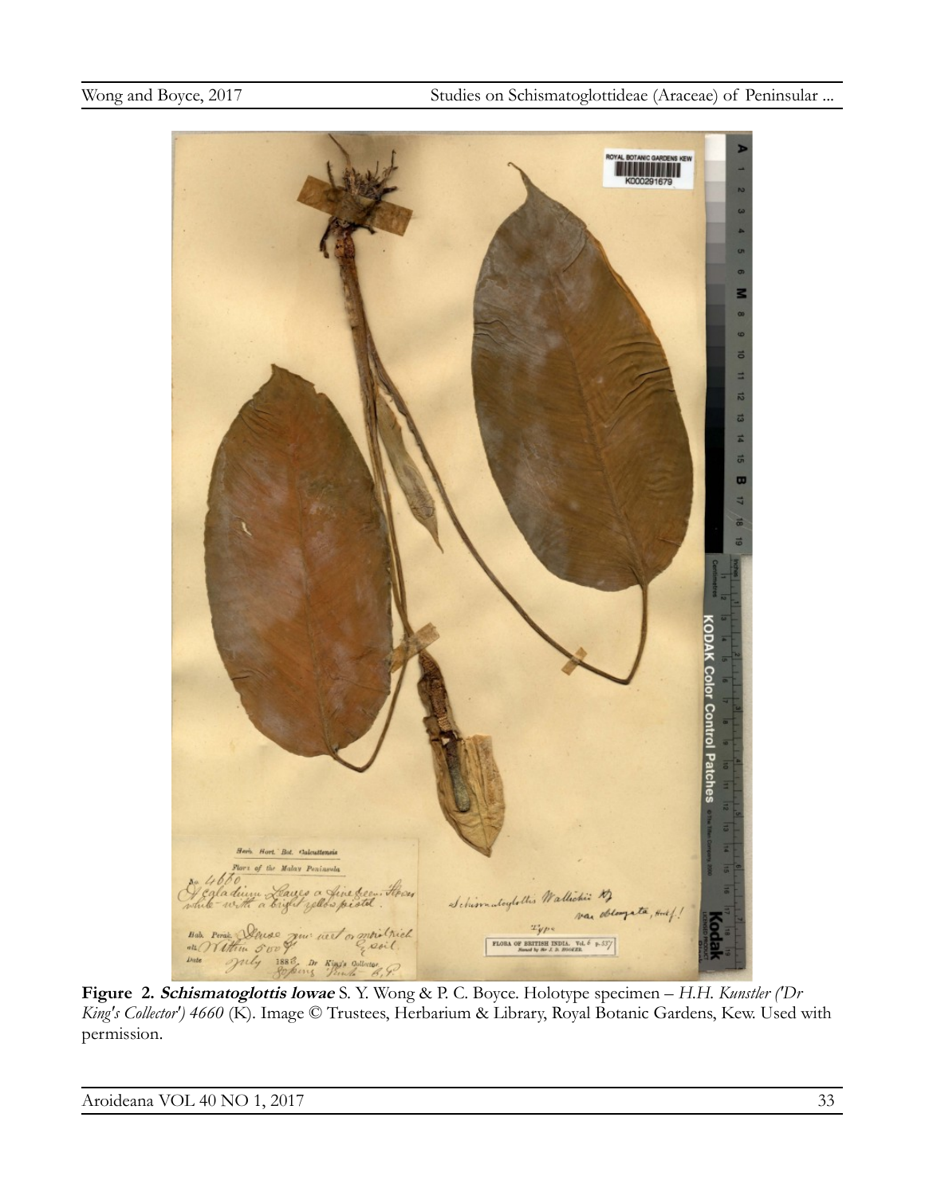**Figure 2. *Schismatoglottis lowae*** S. Y. Wong & P. C. Boyce. Holotype specimen – *H.H. Kunstler ('Dr King's Collector') 4660* (K). Image © Trustees, Herbarium & Library, Royal Botanic Gardens, Kew. Used with permission.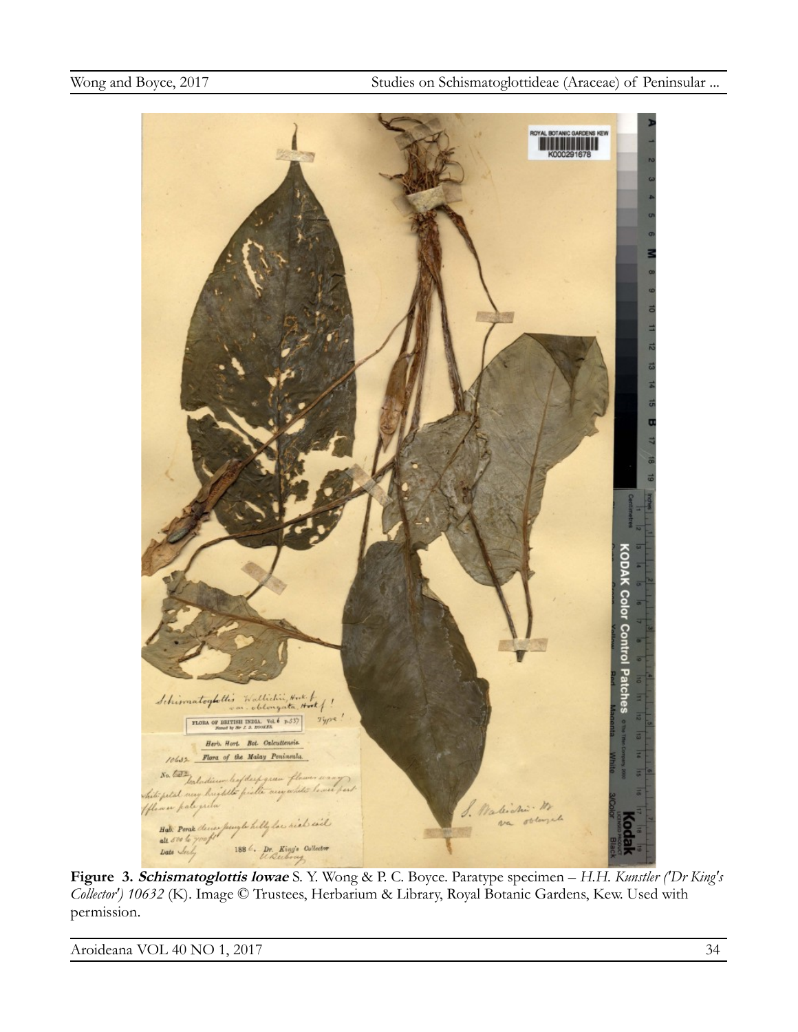**Figure 3. *Schismatoglottis lowae*** S. Y. Wong & P. C. Boyce. Paratype specimen – *H.H. Kunstler ('Dr King's Collector') 10632* (K). Image © Trustees, Herbarium & Library, Royal Botanic Gardens, Kew. Used with permission.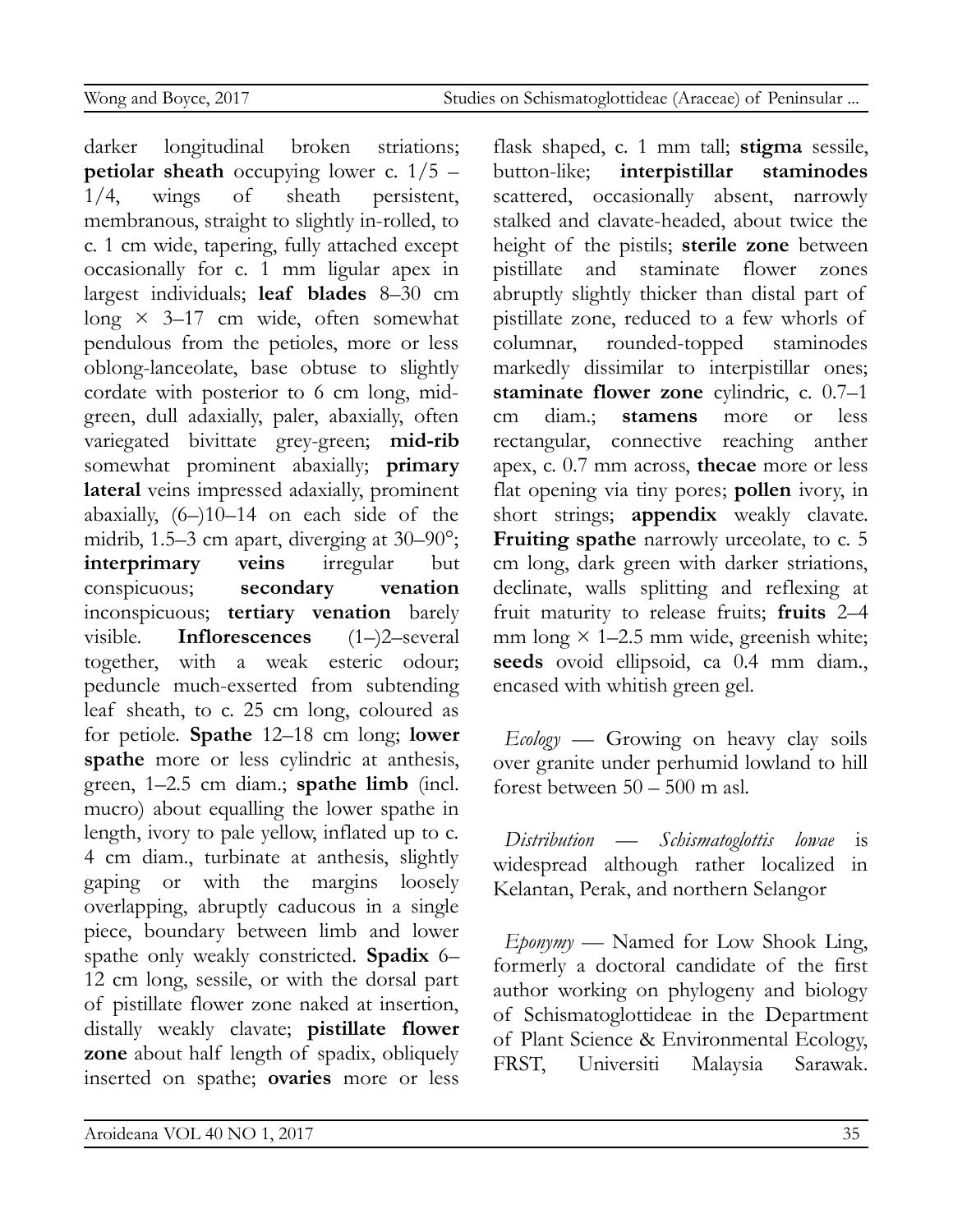darker longitudinal broken striations; **petiolar sheath** occupying lower c. 1/5 – 1/4, wings of sheath persistent, membranous, straight to slightly in-rolled, to c. 1 cm wide, tapering, fully attached except occasionally for c. 1 mm ligular apex in largest individuals; **leaf blades** 8–30 cm long × 3–17 cm wide, often somewhat pendulous from the petioles, more or less oblong-lanceolate, base obtuse to slightly cordate with posterior to 6 cm long, mid-green, dull adaxially, paler, abaxially, often variegated bivittate grey-green; **mid-rib** somewhat prominent abaxially; **primary lateral** veins impressed adaxially, prominent abaxially, (6–)10–14 on each side of the midrib, 1.5–3 cm apart, diverging at 30–90°; **interprimary veins** irregular but conspicuous; **secondary venation** inconspicuous; **tertiary venation** barely visible. **Inflorescences** (1–)2–several together, with a weak esteric odour; peduncle much-exserted from subtending leaf sheath, to c. 25 cm long, coloured as for petiole. **Spathe** 12–18 cm long; **lower spathe** more or less cylindric at anthesis, green, 1–2.5 cm diam.; **spathe limb** (incl. mucro) about equalling the lower spathe in length, ivory to pale yellow, inflated up to c. 4 cm diam., turbinate at anthesis, slightly gaping or with the margins loosely overlapping, abruptly caducous in a single piece, boundary between limb and lower spathe only weakly constricted. **Spadix** 6–12 cm long, sessile, or with the dorsal part of pistillate flower zone naked at insertion, distally weakly clavate; **pistillate flower zone** about half length of spadix, obliquely inserted on spathe; **ovaries** more or less flask shaped, c. 1 mm tall; **stigma** sessile, button-like; **interpistillar staminodes** scattered, occasionally absent, narrowly stalked and clavate-headed, about twice the height of the pistils; **sterile zone** between pistillate and staminate flower zones abruptly slightly thicker than distal part of pistillate zone, reduced to a few whorls of columnar, rounded-topped staminodes markedly dissimilar to interpistillar ones; **staminate flower zone** cylindric, c. 0.7–1 cm diam.; **stamens** more or less rectangular, connective reaching anther apex, c. 0.7 mm across, **thecae** more or less flat opening via tiny pores; **pollen** ivory, in short strings; **appendix** weakly clavate. **Fruiting spathe** narrowly urceolate, to c. 5 cm long, dark green with darker striations, declinate, walls splitting and reflexing at fruit maturity to release fruits; **fruits** 2–4 mm long × 1–2.5 mm wide, greenish white; **seeds** ovoid ellipsoid, ca 0.4 mm diam., encased with whitish green gel.

*Ecology* — Growing on heavy clay soils over granite under perhumid lowland to hill forest between 50 – 500 m asl.

*Distribution* — *Schismatoglottis lowae* is widespread although rather localized in Kelantan, Perak, and northern Selangor

*Eponymy* — Named for Low Shook Ling, formerly a doctoral candidate of the first author working on phylogeny and biology of Schismatoglottideae in the Department of Plant Science & Environmental Ecology, FRST, Universiti Malaysia Sarawak.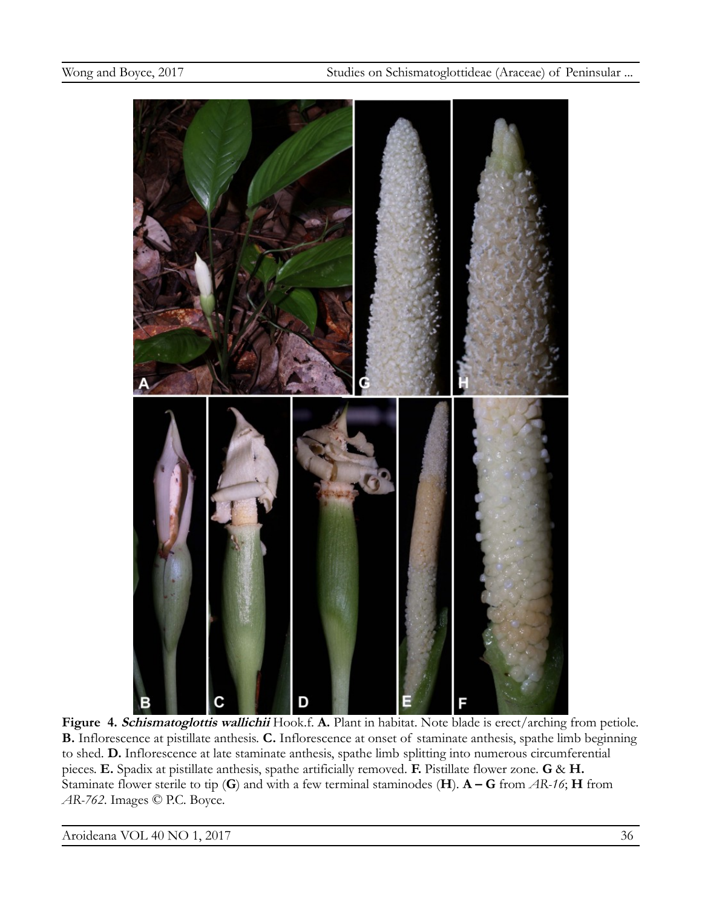**Figure 4.** ***Schismatoglottis wallichii*** Hook.f. **A.** Plant in habitat. Note blade is erect/arching from petiole. **B.** Inflorescence at pistillate anthesis. **C.** Inflorescence at onset of staminate anthesis, spathe limb beginning to shed. **D.** Inflorescence at late staminate anthesis, spathe limb splitting into numerous circumferential pieces. **E.** Spadix at pistillate anthesis, spathe artificially removed. **F.** Pistillate flower zone. **G** & **H.** Staminate flower sterile to tip (**G**) and with a few terminal staminodes (**H**). **A – G** from *AR-16*; **H** from *AR-762*. Images © P.C. Boyce.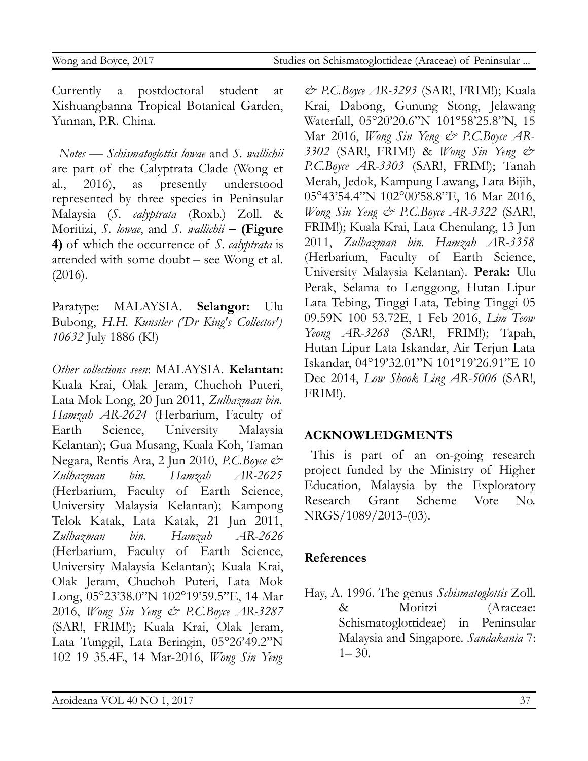Currently a postdoctoral student at Xishuangbanna Tropical Botanical Garden, Yunnan, P.R. China.

*Notes* — *Schismatoglottis lowae* and *S. wallichii* are part of the Calyptrata Clade (Wong et al., 2016), as presently understood represented by three species in Peninsular Malaysia (*S. calyptrata* (Roxb.) Zoll. & Moritizi, *S. lowae*, and *S. wallichii* **– (Figure 4)** of which the occurrence of *S. calyptrata* is attended with some doubt – see Wong et al. (2016).

Paratype: MALAYSIA. **Selangor:** Ulu Bubong, *H.H. Kunstler ('Dr King's Collector') 10632* July 1886 (K!)

*Other collections seen*: MALAYSIA. **Kelantan:** Kuala Krai, Olak Jeram, Chuchoh Puteri, Lata Mok Long, 20 Jun 2011, *Zulhazman bin. Hamzah AR-2624* (Herbarium, Faculty of Earth Science, University Malaysia Kelantan); Gua Musang, Kuala Koh, Taman Negara, Rentis Ara, 2 Jun 2010, *P.C.Boyce & Zulhazman bin. Hamzah AR-2625* (Herbarium, Faculty of Earth Science, University Malaysia Kelantan); Kampong Telok Katak, Lata Katak, 21 Jun 2011, *Zulhazman bin. Hamzah AR-2626* (Herbarium, Faculty of Earth Science, University Malaysia Kelantan); Kuala Krai, Olak Jeram, Chuchoh Puteri, Lata Mok Long, 05°23'38.0"N 102°19'59.5"E, 14 Mar 2016, *Wong Sin Yeng & P.C.Boyce AR-3287* (SAR!, FRIM!); Kuala Krai, Olak Jeram, Lata Tunggil, Lata Beringin, 05°26'49.2"N 102 19 35.4E, 14 Mar-2016, *Wong Sin Yeng & P.C.Boyce AR-3293* (SAR!, FRIM!); Kuala Krai, Dabong, Gunung Stong, Jelawang Waterfall, 05°20'20.6"N 101°58'25.8"N, 15 Mar 2016, *Wong Sin Yeng & P.C.Boyce AR-3302* (SAR!, FRIM!) & *Wong Sin Yeng & P.C.Boyce AR-3303* (SAR!, FRIM!); Tanah Merah, Jedok, Kampung Lawang, Lata Bijih, 05°43'54.4"N 102°00'58.8"E, 16 Mar 2016, *Wong Sin Yeng & P.C.Boyce AR-3322* (SAR!, FRIM!); Kuala Krai, Lata Chenulang, 13 Jun 2011, *Zulhazman bin. Hamzah AR-3358* (Herbarium, Faculty of Earth Science, University Malaysia Kelantan). **Perak:** Ulu Perak, Selama to Lenggong, Hutan Lipur Lata Tebing, Tinggi Lata, Tebing Tinggi 05 09.59N 100 53.72E, 1 Feb 2016, *Lim Teow Yeong AR-3268* (SAR!, FRIM!); Tapah, Hutan Lipur Lata Iskandar, Air Terjun Lata Iskandar, 04°19'32.01"N 101°19'26.91"E 10 Dec 2014, *Low Shook Ling AR-5006* (SAR!, FRIM!).

## ACKNOWLEDGMENTS

This is part of an on-going research project funded by the Ministry of Higher Education, Malaysia by the Exploratory Research Grant Scheme Vote No. NRGS/1089/2013-(03).

## References

Hay, A. 1996. The genus *Schismatoglottis* Zoll. & Moritzi (Araceae: Schismatoglottideae) in Peninsular Malaysia and Singapore. *Sandakania* 7: 1– 30.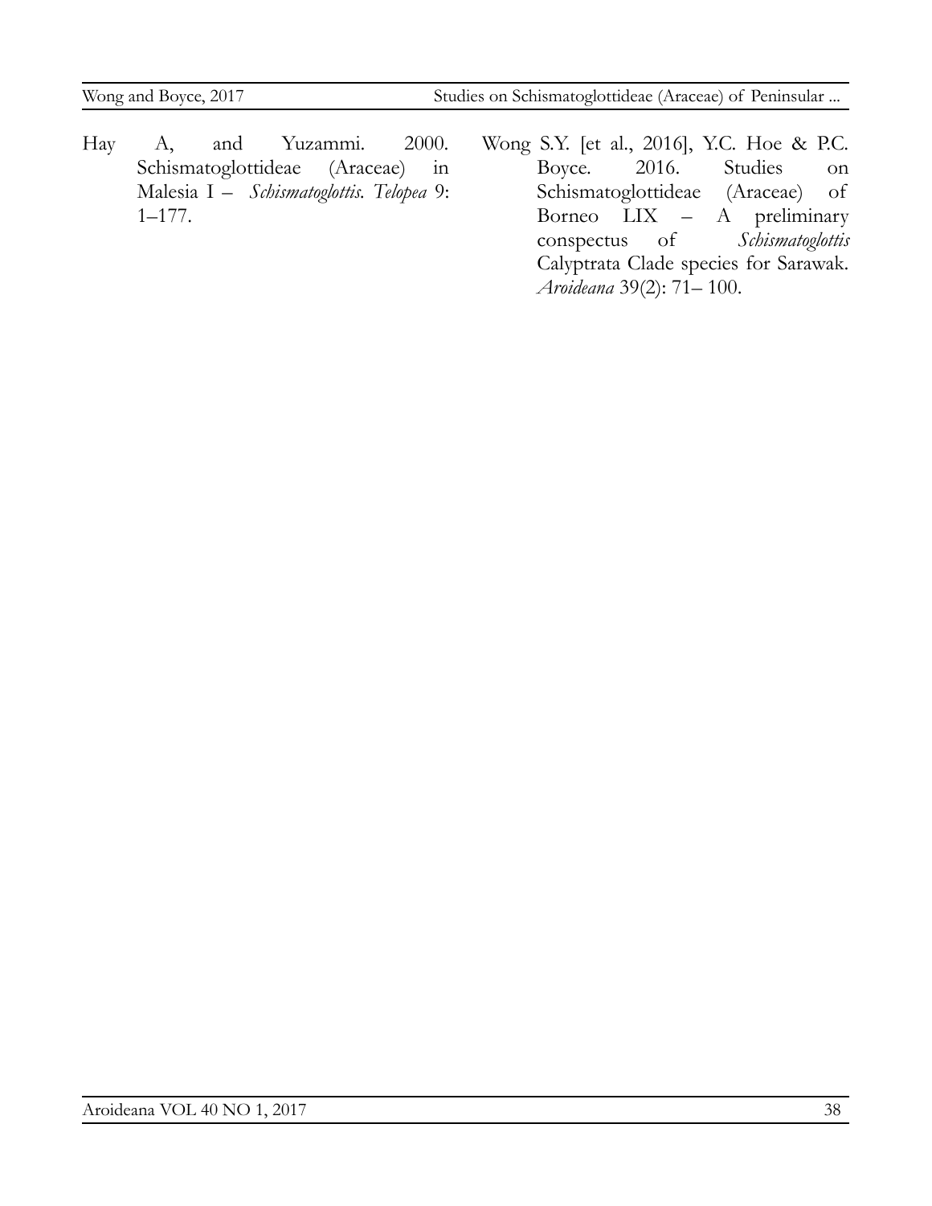Hay A, and Yuzammi. 2000. Schismatoglottideae (Araceae) in Malesia I – *Schismatoglottis*. *Telopea* 9: 1–177.

Wong S.Y. [et al., 2016], Y.C. Hoe & P.C. Boyce. 2016. Studies on Schismatoglottideae (Araceae) of Borneo LIX – A preliminary conspectus of *Schismatoglottis* Calyptrata Clade species for Sarawak. *Aroideana* 39(2): 71– 100.